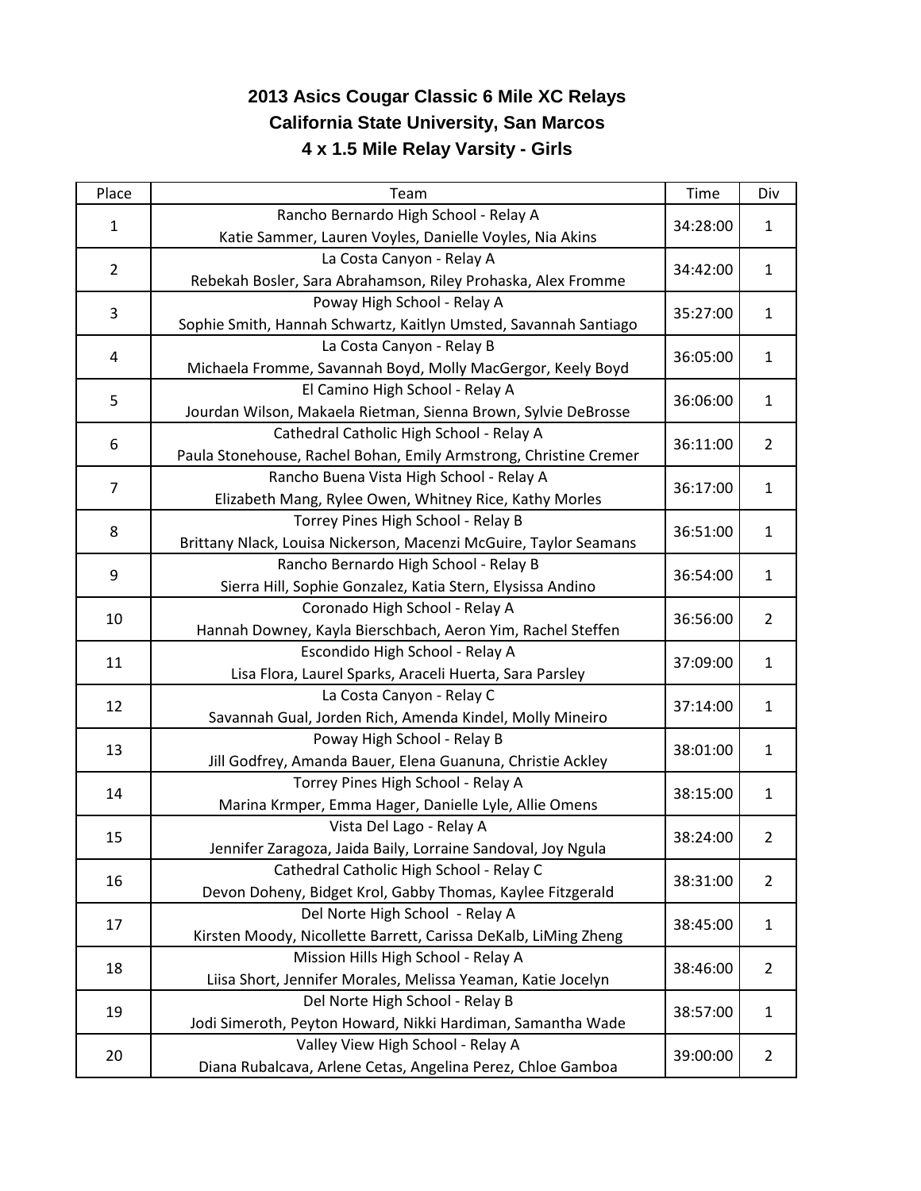# 2013 Asics Cougar Classic 6 Mile XC Relays

## California State University, San Marcos

### 4 x 1.5 Mile Relay Varsity - Girls

| Place | Team | Time | Div |
|---|---|---|---|
| 1 | Rancho Bernardo High School - Relay A<br>Katie Sammer, Lauren Voyles, Danielle Voyles, Nia Akins | 34:28:00 | 1 |
| 2 | La Costa Canyon - Relay A<br>Rebekah Bosler, Sara Abrahamson, Riley Prohaska, Alex Fromme | 34:42:00 | 1 |
| 3 | Poway High School - Relay A<br>Sophie Smith, Hannah Schwartz, Kaitlyn Umsted, Savannah Santiago | 35:27:00 | 1 |
| 4 | La Costa Canyon - Relay B<br>Michaela Fromme, Savannah Boyd, Molly MacGergor, Keely Boyd | 36:05:00 | 1 |
| 5 | El Camino High School - Relay A<br>Jourdan Wilson, Makaela Rietman, Sienna Brown, Sylvie DeBrosse | 36:06:00 | 1 |
| 6 | Cathedral Catholic High School - Relay A<br>Paula Stonehouse, Rachel Bohan, Emily Armstrong, Christine Cremer | 36:11:00 | 2 |
| 7 | Rancho Buena Vista High School - Relay A<br>Elizabeth Mang, Rylee Owen, Whitney Rice, Kathy Morles | 36:17:00 | 1 |
| 8 | Torrey Pines High School - Relay B<br>Brittany Nlack, Louisa Nickerson, Macenzi McGuire, Taylor Seamans | 36:51:00 | 1 |
| 9 | Rancho Bernardo High School - Relay B<br>Sierra Hill, Sophie Gonzalez, Katia Stern, Elysissa Andino | 36:54:00 | 1 |
| 10 | Coronado High School - Relay A<br>Hannah Downey, Kayla Bierschbach, Aeron Yim, Rachel Steffen | 36:56:00 | 2 |
| 11 | Escondido High School - Relay A<br>Lisa Flora, Laurel Sparks, Araceli Huerta, Sara Parsley | 37:09:00 | 1 |
| 12 | La Costa Canyon - Relay C<br>Savannah Gual, Jorden Rich, Amenda Kindel, Molly Mineiro | 37:14:00 | 1 |
| 13 | Poway High School - Relay B<br>Jill Godfrey, Amanda Bauer, Elena Guanuna, Christie Ackley | 38:01:00 | 1 |
| 14 | Torrey Pines High School - Relay A<br>Marina Krmper, Emma Hager, Danielle Lyle, Allie Omens | 38:15:00 | 1 |
| 15 | Vista Del Lago - Relay A<br>Jennifer Zaragoza, Jaida Baily, Lorraine Sandoval, Joy Ngula | 38:24:00 | 2 |
| 16 | Cathedral Catholic High School - Relay C<br>Devon Doheny, Bidget Krol, Gabby Thomas, Kaylee Fitzgerald | 38:31:00 | 2 |
| 17 | Del Norte High School - Relay A<br>Kirsten Moody, Nicollette Barrett, Carissa DeKalb, LiMing Zheng | 38:45:00 | 1 |
| 18 | Mission Hills High School - Relay A<br>Liisa Short, Jennifer Morales, Melissa Yeaman, Katie Jocelyn | 38:46:00 | 2 |
| 19 | Del Norte High School - Relay B<br>Jodi Simeroth, Peyton Howard, Nikki Hardiman, Samantha Wade | 38:57:00 | 1 |
| 20 | Valley View High School - Relay A<br>Diana Rubalcava, Arlene Cetas, Angelina Perez, Chloe Gamboa | 39:00:00 | 2 |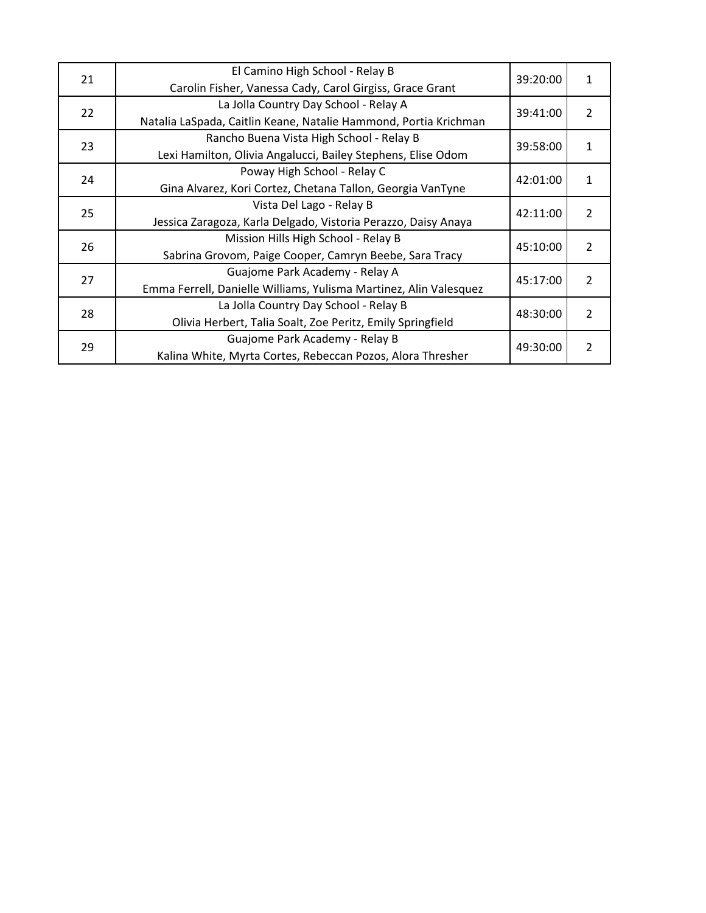| | | | |
|---|---|---|---|
| 21 | El Camino High School - Relay B<br>Carolin Fisher, Vanessa Cady, Carol Girgiss, Grace Grant | 39:20:00 | 1 |
| 22 | La Jolla Country Day School - Relay A<br>Natalia LaSpada, Caitlin Keane, Natalie Hammond, Portia Krichman | 39:41:00 | 2 |
| 23 | Rancho Buena Vista High School - Relay B<br>Lexi Hamilton, Olivia Angalucci, Bailey Stephens, Elise Odom | 39:58:00 | 1 |
| 24 | Poway High School - Relay C<br>Gina Alvarez, Kori Cortez, Chetana Tallon, Georgia VanTyne | 42:01:00 | 1 |
| 25 | Vista Del Lago - Relay B<br>Jessica Zaragoza, Karla Delgado, Vistoria Perazzo, Daisy Anaya | 42:11:00 | 2 |
| 26 | Mission Hills High School - Relay B<br>Sabrina Grovom, Paige Cooper, Camryn Beebe, Sara Tracy | 45:10:00 | 2 |
| 27 | Guajome Park Academy - Relay A<br>Emma Ferrell, Danielle Williams, Yulisma Martinez, Alin Valesquez | 45:17:00 | 2 |
| 28 | La Jolla Country Day School - Relay B<br>Olivia Herbert, Talia Soalt, Zoe Peritz, Emily Springfield | 48:30:00 | 2 |
| 29 | Guajome Park Academy - Relay B<br>Kalina White, Myrta Cortes, Rebeccan Pozos, Alora Thresher | 49:30:00 | 2 |